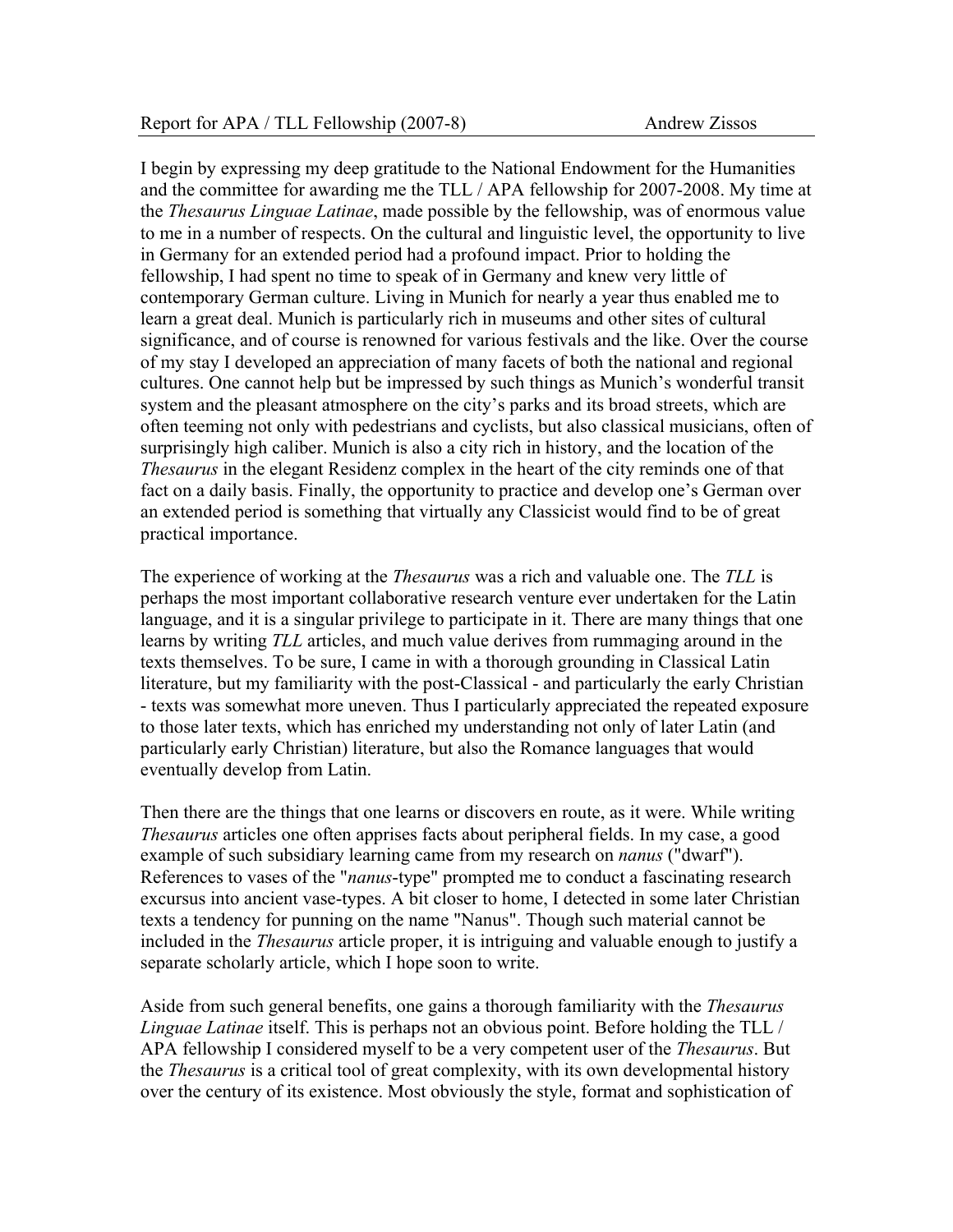Report for APA / TLL Fellowship (2007-8) Andrew Zissos

I begin by expressing my deep gratitude to the National Endowment for the Humanities and the committee for awarding me the TLL / APA fellowship for 2007-2008. My time at the *Thesaurus Linguae Latinae*, made possible by the fellowship, was of enormous value to me in a number of respects. On the cultural and linguistic level, the opportunity to live in Germany for an extended period had a profound impact. Prior to holding the fellowship, I had spent no time to speak of in Germany and knew very little of contemporary German culture. Living in Munich for nearly a year thus enabled me to learn a great deal. Munich is particularly rich in museums and other sites of cultural significance, and of course is renowned for various festivals and the like. Over the course of my stay I developed an appreciation of many facets of both the national and regional cultures. One cannot help but be impressed by such things as Munich's wonderful transit system and the pleasant atmosphere on the city's parks and its broad streets, which are often teeming not only with pedestrians and cyclists, but also classical musicians, often of surprisingly high caliber. Munich is also a city rich in history, and the location of the *Thesaurus* in the elegant Residenz complex in the heart of the city reminds one of that fact on a daily basis. Finally, the opportunity to practice and develop one's German over an extended period is something that virtually any Classicist would find to be of great practical importance.

The experience of working at the *Thesaurus* was a rich and valuable one. The *TLL* is perhaps the most important collaborative research venture ever undertaken for the Latin language, and it is a singular privilege to participate in it. There are many things that one learns by writing *TLL* articles, and much value derives from rummaging around in the texts themselves. To be sure, I came in with a thorough grounding in Classical Latin literature, but my familiarity with the post-Classical - and particularly the early Christian - texts was somewhat more uneven. Thus I particularly appreciated the repeated exposure to those later texts, which has enriched my understanding not only of later Latin (and particularly early Christian) literature, but also the Romance languages that would eventually develop from Latin.

Then there are the things that one learns or discovers en route, as it were. While writing *Thesaurus* articles one often apprises facts about peripheral fields. In my case, a good example of such subsidiary learning came from my research on *nanus* ("dwarf"). References to vases of the "*nanus*-type" prompted me to conduct a fascinating research excursus into ancient vase-types. A bit closer to home, I detected in some later Christian texts a tendency for punning on the name "Nanus". Though such material cannot be included in the *Thesaurus* article proper, it is intriguing and valuable enough to justify a separate scholarly article, which I hope soon to write.

Aside from such general benefits, one gains a thorough familiarity with the *Thesaurus Linguae Latinae* itself. This is perhaps not an obvious point. Before holding the TLL / APA fellowship I considered myself to be a very competent user of the *Thesaurus*. But the *Thesaurus* is a critical tool of great complexity, with its own developmental history over the century of its existence. Most obviously the style, format and sophistication of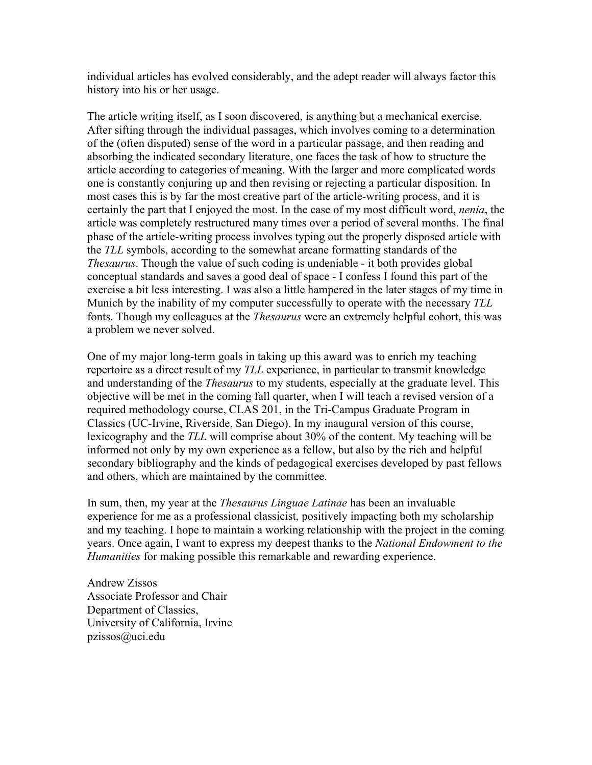individual articles has evolved considerably, and the adept reader will always factor this history into his or her usage.

The article writing itself, as I soon discovered, is anything but a mechanical exercise. After sifting through the individual passages, which involves coming to a determination of the (often disputed) sense of the word in a particular passage, and then reading and absorbing the indicated secondary literature, one faces the task of how to structure the article according to categories of meaning. With the larger and more complicated words one is constantly conjuring up and then revising or rejecting a particular disposition. In most cases this is by far the most creative part of the article-writing process, and it is certainly the part that I enjoyed the most. In the case of my most difficult word, *nenia*, the article was completely restructured many times over a period of several months. The final phase of the article-writing process involves typing out the properly disposed article with the *TLL* symbols, according to the somewhat arcane formatting standards of the *Thesaurus*. Though the value of such coding is undeniable - it both provides global conceptual standards and saves a good deal of space - I confess I found this part of the exercise a bit less interesting. I was also a little hampered in the later stages of my time in Munich by the inability of my computer successfully to operate with the necessary *TLL* fonts. Though my colleagues at the *Thesaurus* were an extremely helpful cohort, this was a problem we never solved.

One of my major long-term goals in taking up this award was to enrich my teaching repertoire as a direct result of my *TLL* experience, in particular to transmit knowledge and understanding of the *Thesaurus* to my students, especially at the graduate level. This objective will be met in the coming fall quarter, when I will teach a revised version of a required methodology course, CLAS 201, in the Tri-Campus Graduate Program in Classics (UC-Irvine, Riverside, San Diego). In my inaugural version of this course, lexicography and the *TLL* will comprise about 30% of the content. My teaching will be informed not only by my own experience as a fellow, but also by the rich and helpful secondary bibliography and the kinds of pedagogical exercises developed by past fellows and others, which are maintained by the committee.

In sum, then, my year at the *Thesaurus Linguae Latinae* has been an invaluable experience for me as a professional classicist, positively impacting both my scholarship and my teaching. I hope to maintain a working relationship with the project in the coming years. Once again, I want to express my deepest thanks to the *National Endowment to the Humanities* for making possible this remarkable and rewarding experience.

Andrew Zissos
Associate Professor and Chair
Department of Classics,
University of California, Irvine
pzissos@uci.edu